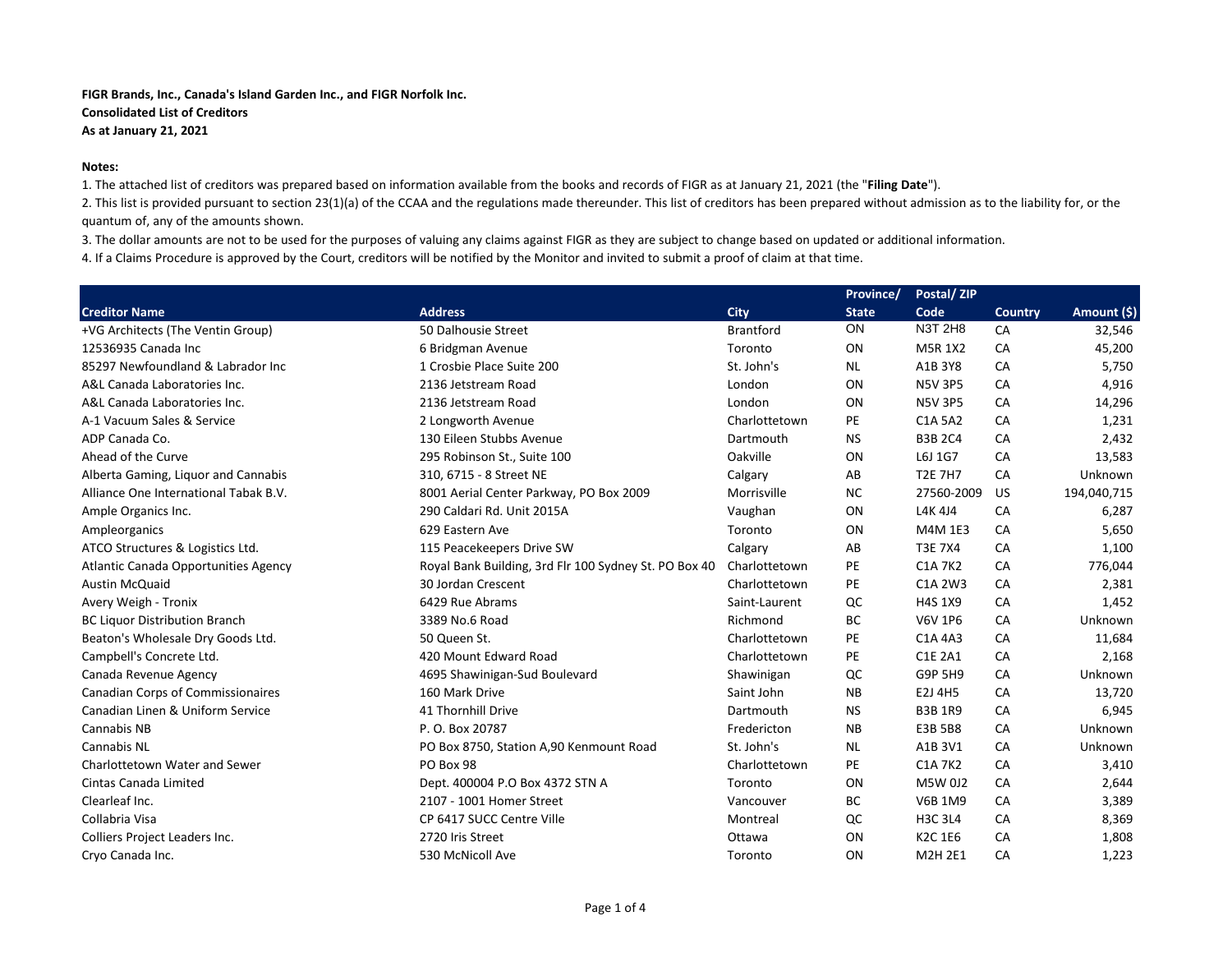**FIGR Brands, Inc., Canada's Island Garden Inc., and FIGR Norfolk Inc.**
**Consolidated List of Creditors**
**As at January 21, 2021**

**Notes:**

1. The attached list of creditors was prepared based on information available from the books and records of FIGR as at January 21, 2021 (the "**Filing Date**").
2. This list is provided pursuant to section 23(1)(a) of the CCAA and the regulations made thereunder. This list of creditors has been prepared without admission as to the liability for, or the quantum of, any of the amounts shown.
3. The dollar amounts are not to be used for the purposes of valuing any claims against FIGR as they are subject to change based on updated or additional information.
4. If a Claims Procedure is approved by the Court, creditors will be notified by the Monitor and invited to submit a proof of claim at that time.

| Creditor Name | Address | City | Province/ State | Postal/ ZIP Code | Country | Amount ($) |
|---|---|---|---|---|---|---|
| +VG Architects (The Ventin Group) | 50 Dalhousie Street | Brantford | ON | N3T 2H8 | CA | 32,546 |
| 12536935 Canada Inc | 6 Bridgman Avenue | Toronto | ON | M5R 1X2 | CA | 45,200 |
| 85297 Newfoundland & Labrador Inc | 1 Crosbie Place Suite 200 | St. John's | NL | A1B 3Y8 | CA | 5,750 |
| A&L Canada Laboratories Inc. | 2136 Jetstream Road | London | ON | N5V 3P5 | CA | 4,916 |
| A&L Canada Laboratories Inc. | 2136 Jetstream Road | London | ON | N5V 3P5 | CA | 14,296 |
| A-1 Vacuum Sales & Service | 2 Longworth Avenue | Charlottetown | PE | C1A 5A2 | CA | 1,231 |
| ADP Canada Co. | 130 Eileen Stubbs Avenue | Dartmouth | NS | B3B 2C4 | CA | 2,432 |
| Ahead of the Curve | 295 Robinson St., Suite 100 | Oakville | ON | L6J 1G7 | CA | 13,583 |
| Alberta Gaming, Liquor and Cannabis | 310, 6715 - 8 Street NE | Calgary | AB | T2E 7H7 | CA | Unknown |
| Alliance One International Tabak B.V. | 8001 Aerial Center Parkway, PO Box 2009 | Morrisville | NC | 27560-2009 | US | 194,040,715 |
| Ample Organics Inc. | 290 Caldari Rd. Unit 2015A | Vaughan | ON | L4K 4J4 | CA | 6,287 |
| Ampleorganics | 629 Eastern Ave | Toronto | ON | M4M 1E3 | CA | 5,650 |
| ATCO Structures & Logistics Ltd. | 115 Peacekeepers Drive SW | Calgary | AB | T3E 7X4 | CA | 1,100 |
| Atlantic Canada Opportunities Agency | Royal Bank Building, 3rd Flr 100 Sydney St. PO Box 40 | Charlottetown | PE | C1A 7K2 | CA | 776,044 |
| Austin McQuaid | 30 Jordan Crescent | Charlottetown | PE | C1A 2W3 | CA | 2,381 |
| Avery Weigh - Tronix | 6429 Rue Abrams | Saint-Laurent | QC | H4S 1X9 | CA | 1,452 |
| BC Liquor Distribution Branch | 3389 No.6 Road | Richmond | BC | V6V 1P6 | CA | Unknown |
| Beaton's Wholesale Dry Goods Ltd. | 50 Queen St. | Charlottetown | PE | C1A 4A3 | CA | 11,684 |
| Campbell's Concrete Ltd. | 420 Mount Edward Road | Charlottetown | PE | C1E 2A1 | CA | 2,168 |
| Canada Revenue Agency | 4695 Shawinigan-Sud Boulevard | Shawinigan | QC | G9P 5H9 | CA | Unknown |
| Canadian Corps of Commissionaires | 160 Mark Drive | Saint John | NB | E2J 4H5 | CA | 13,720 |
| Canadian Linen & Uniform Service | 41 Thornhill Drive | Dartmouth | NS | B3B 1R9 | CA | 6,945 |
| Cannabis NB | P. O. Box 20787 | Fredericton | NB | E3B 5B8 | CA | Unknown |
| Cannabis NL | PO Box 8750, Station A,90 Kenmount Road | St. John's | NL | A1B 3V1 | CA | Unknown |
| Charlottetown Water and Sewer | PO Box 98 | Charlottetown | PE | C1A 7K2 | CA | 3,410 |
| Cintas Canada Limited | Dept. 400004 P.O Box 4372 STN A | Toronto | ON | M5W 0J2 | CA | 2,644 |
| Clearleaf Inc. | 2107 - 1001 Homer Street | Vancouver | BC | V6B 1M9 | CA | 3,389 |
| Collabria Visa | CP 6417 SUCC Centre Ville | Montreal | QC | H3C 3L4 | CA | 8,369 |
| Colliers Project Leaders Inc. | 2720 Iris Street | Ottawa | ON | K2C 1E6 | CA | 1,808 |
| Cryo Canada Inc. | 530 McNicoll Ave | Toronto | ON | M2H 2E1 | CA | 1,223 |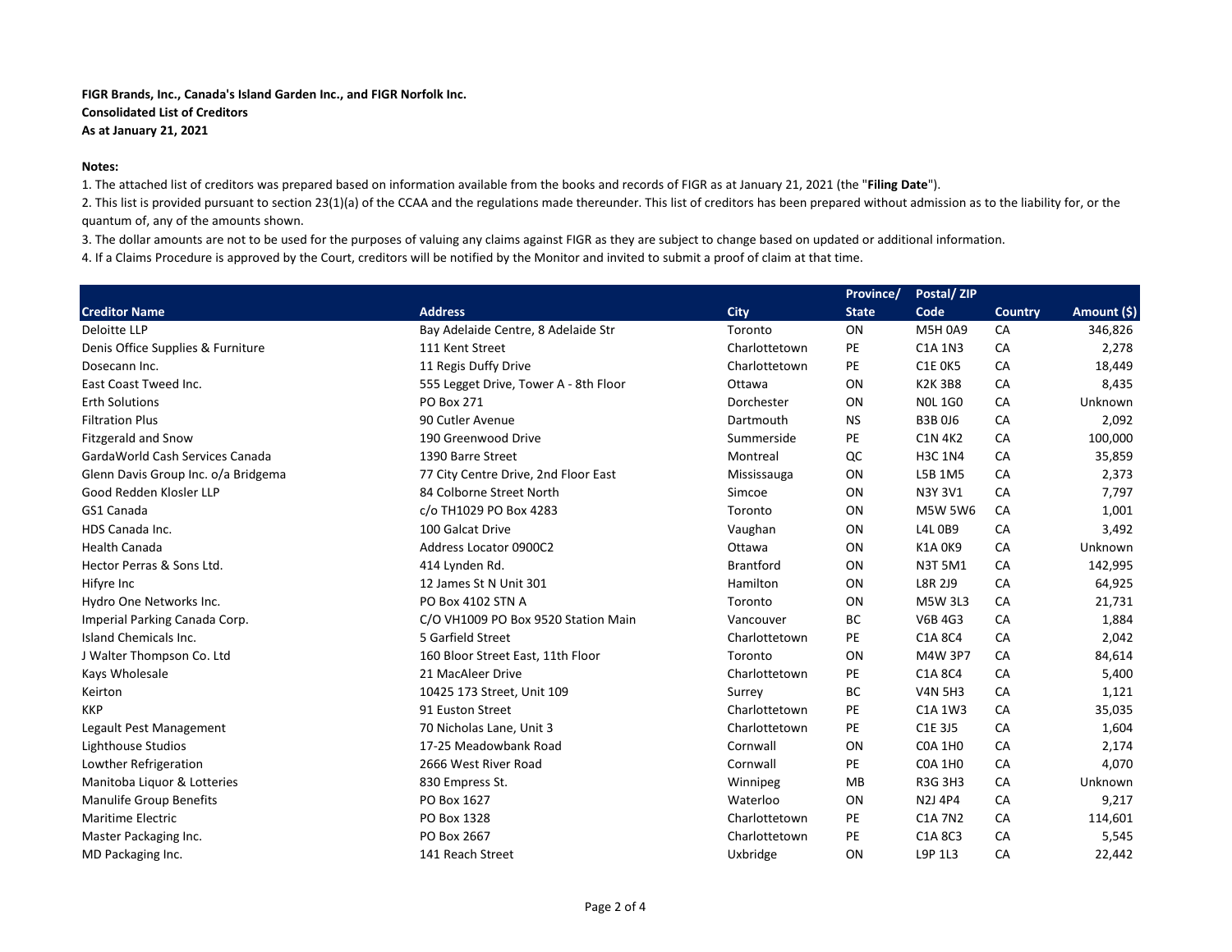**FIGR Brands, Inc., Canada's Island Garden Inc., and FIGR Norfolk Inc.**
**Consolidated List of Creditors**
**As at January 21, 2021**

**Notes:**

1. The attached list of creditors was prepared based on information available from the books and records of FIGR as at January 21, 2021 (the "**Filing Date**").
2. This list is provided pursuant to section 23(1)(a) of the CCAA and the regulations made thereunder. This list of creditors has been prepared without admission as to the liability for, or the quantum of, any of the amounts shown.
3. The dollar amounts are not to be used for the purposes of valuing any claims against FIGR as they are subject to change based on updated or additional information.
4. If a Claims Procedure is approved by the Court, creditors will be notified by the Monitor and invited to submit a proof of claim at that time.

| Creditor Name | Address | City | Province/ State | Postal/ ZIP Code | Country | Amount ($) |
|---|---|---|---|---|---|---|
| Deloitte LLP | Bay Adelaide Centre, 8 Adelaide Str | Toronto | ON | M5H 0A9 | CA | 346,826 |
| Denis Office Supplies & Furniture | 111 Kent Street | Charlottetown | PE | C1A 1N3 | CA | 2,278 |
| Dosecann Inc. | 11 Regis Duffy Drive | Charlottetown | PE | C1E 0K5 | CA | 18,449 |
| East Coast Tweed Inc. | 555 Legget Drive, Tower A - 8th Floor | Ottawa | ON | K2K 3B8 | CA | 8,435 |
| Erth Solutions | PO Box 271 | Dorchester | ON | N0L 1G0 | CA | Unknown |
| Filtration Plus | 90 Cutler Avenue | Dartmouth | NS | B3B 0J6 | CA | 2,092 |
| Fitzgerald and Snow | 190 Greenwood Drive | Summerside | PE | C1N 4K2 | CA | 100,000 |
| GardaWorld Cash Services Canada | 1390 Barre Street | Montreal | QC | H3C 1N4 | CA | 35,859 |
| Glenn Davis Group Inc. o/a Bridgema | 77 City Centre Drive, 2nd Floor East | Mississauga | ON | L5B 1M5 | CA | 2,373 |
| Good Redden Klosler LLP | 84 Colborne Street North | Simcoe | ON | N3Y 3V1 | CA | 7,797 |
| GS1 Canada | c/o TH1029 PO Box 4283 | Toronto | ON | M5W 5W6 | CA | 1,001 |
| HDS Canada Inc. | 100 Galcat Drive | Vaughan | ON | L4L 0B9 | CA | 3,492 |
| Health Canada | Address Locator 0900C2 | Ottawa | ON | K1A 0K9 | CA | Unknown |
| Hector Perras & Sons Ltd. | 414 Lynden Rd. | Brantford | ON | N3T 5M1 | CA | 142,995 |
| Hifyre Inc | 12 James St N Unit 301 | Hamilton | ON | L8R 2J9 | CA | 64,925 |
| Hydro One Networks Inc. | PO Box 4102 STN A | Toronto | ON | M5W 3L3 | CA | 21,731 |
| Imperial Parking Canada Corp. | C/O VH1009 PO Box 9520 Station Main | Vancouver | BC | V6B 4G3 | CA | 1,884 |
| Island Chemicals Inc. | 5 Garfield Street | Charlottetown | PE | C1A 8C4 | CA | 2,042 |
| J Walter Thompson Co. Ltd | 160 Bloor Street East, 11th Floor | Toronto | ON | M4W 3P7 | CA | 84,614 |
| Kays Wholesale | 21 MacAleer Drive | Charlottetown | PE | C1A 8C4 | CA | 5,400 |
| Keirton | 10425 173 Street, Unit 109 | Surrey | BC | V4N 5H3 | CA | 1,121 |
| KKP | 91 Euston Street | Charlottetown | PE | C1A 1W3 | CA | 35,035 |
| Legault Pest Management | 70 Nicholas Lane, Unit 3 | Charlottetown | PE | C1E 3J5 | CA | 1,604 |
| Lighthouse Studios | 17-25 Meadowbank Road | Cornwall | ON | C0A 1H0 | CA | 2,174 |
| Lowther Refrigeration | 2666 West River Road | Cornwall | PE | C0A 1H0 | CA | 4,070 |
| Manitoba Liquor & Lotteries | 830 Empress St. | Winnipeg | MB | R3G 3H3 | CA | Unknown |
| Manulife Group Benefits | PO Box 1627 | Waterloo | ON | N2J 4P4 | CA | 9,217 |
| Maritime Electric | PO Box 1328 | Charlottetown | PE | C1A 7N2 | CA | 114,601 |
| Master Packaging Inc. | PO Box 2667 | Charlottetown | PE | C1A 8C3 | CA | 5,545 |
| MD Packaging Inc. | 141 Reach Street | Uxbridge | ON | L9P 1L3 | CA | 22,442 |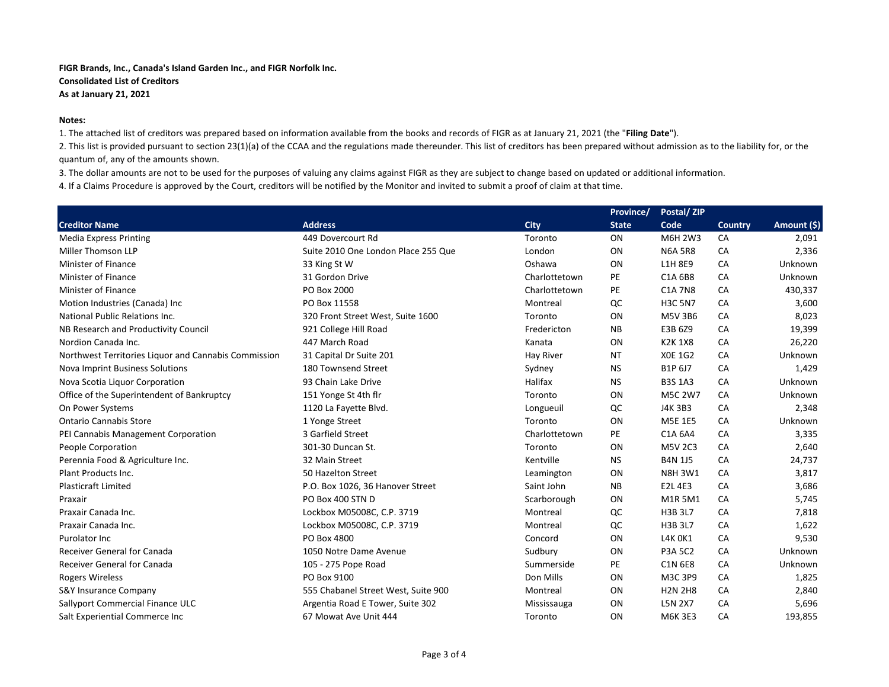**FIGR Brands, Inc., Canada's Island Garden Inc., and FIGR Norfolk Inc.**
**Consolidated List of Creditors**
**As at January 21, 2021**

**Notes:**

1. The attached list of creditors was prepared based on information available from the books and records of FIGR as at January 21, 2021 (the "**Filing Date**").
2. This list is provided pursuant to section 23(1)(a) of the CCAA and the regulations made thereunder. This list of creditors has been prepared without admission as to the liability for, or the quantum of, any of the amounts shown.
3. The dollar amounts are not to be used for the purposes of valuing any claims against FIGR as they are subject to change based on updated or additional information.
4. If a Claims Procedure is approved by the Court, creditors will be notified by the Monitor and invited to submit a proof of claim at that time.

| Creditor Name | Address | City | Province/ State | Postal/ ZIP Code | Country | Amount ($) |
|---|---|---|---|---|---|---|
| Media Express Printing | 449 Dovercourt Rd | Toronto | ON | M6H 2W3 | CA | 2,091 |
| Miller Thomson LLP | Suite 2010 One London Place 255 Que | London | ON | N6A 5R8 | CA | 2,336 |
| Minister of Finance | 33 King St W | Oshawa | ON | L1H 8E9 | CA | Unknown |
| Minister of Finance | 31 Gordon Drive | Charlottetown | PE | C1A 6B8 | CA | Unknown |
| Minister of Finance | PO Box 2000 | Charlottetown | PE | C1A 7N8 | CA | 430,337 |
| Motion Industries (Canada) Inc | PO Box 11558 | Montreal | QC | H3C 5N7 | CA | 3,600 |
| National Public Relations Inc. | 320 Front Street West, Suite 1600 | Toronto | ON | M5V 3B6 | CA | 8,023 |
| NB Research and Productivity Council | 921 College Hill Road | Fredericton | NB | E3B 6Z9 | CA | 19,399 |
| Nordion Canada Inc. | 447 March Road | Kanata | ON | K2K 1X8 | CA | 26,220 |
| Northwest Territories Liquor and Cannabis Commission | 31 Capital Dr Suite 201 | Hay River | NT | X0E 1G2 | CA | Unknown |
| Nova Imprint Business Solutions | 180 Townsend Street | Sydney | NS | B1P 6J7 | CA | 1,429 |
| Nova Scotia Liquor Corporation | 93 Chain Lake Drive | Halifax | NS | B3S 1A3 | CA | Unknown |
| Office of the Superintendent of Bankruptcy | 151 Yonge St 4th flr | Toronto | ON | M5C 2W7 | CA | Unknown |
| On Power Systems | 1120 La Fayette Blvd. | Longueuil | QC | J4K 3B3 | CA | 2,348 |
| Ontario Cannabis Store | 1 Yonge Street | Toronto | ON | M5E 1E5 | CA | Unknown |
| PEI Cannabis Management Corporation | 3 Garfield Street | Charlottetown | PE | C1A 6A4 | CA | 3,335 |
| People Corporation | 301-30 Duncan St. | Toronto | ON | M5V 2C3 | CA | 2,640 |
| Perennia Food & Agriculture Inc. | 32 Main Street | Kentville | NS | B4N 1J5 | CA | 24,737 |
| Plant Products Inc. | 50 Hazelton Street | Leamington | ON | N8H 3W1 | CA | 3,817 |
| Plasticraft Limited | P.O. Box 1026, 36 Hanover Street | Saint John | NB | E2L 4E3 | CA | 3,686 |
| Praxair | PO Box 400 STN D | Scarborough | ON | M1R 5M1 | CA | 5,745 |
| Praxair Canada Inc. | Lockbox M05008C, C.P. 3719 | Montreal | QC | H3B 3L7 | CA | 7,818 |
| Praxair Canada Inc. | Lockbox M05008C, C.P. 3719 | Montreal | QC | H3B 3L7 | CA | 1,622 |
| Purolator Inc | PO Box 4800 | Concord | ON | L4K 0K1 | CA | 9,530 |
| Receiver General for Canada | 1050 Notre Dame Avenue | Sudbury | ON | P3A 5C2 | CA | Unknown |
| Receiver General for Canada | 105 - 275 Pope Road | Summerside | PE | C1N 6E8 | CA | Unknown |
| Rogers Wireless | PO Box 9100 | Don Mills | ON | M3C 3P9 | CA | 1,825 |
| S&Y Insurance Company | 555 Chabanel Street West, Suite 900 | Montreal | ON | H2N 2H8 | CA | 2,840 |
| Sallyport Commercial Finance ULC | Argentia Road E Tower, Suite 302 | Mississauga | ON | L5N 2X7 | CA | 5,696 |
| Salt Experiential Commerce Inc | 67 Mowat Ave Unit 444 | Toronto | ON | M6K 3E3 | CA | 193,855 |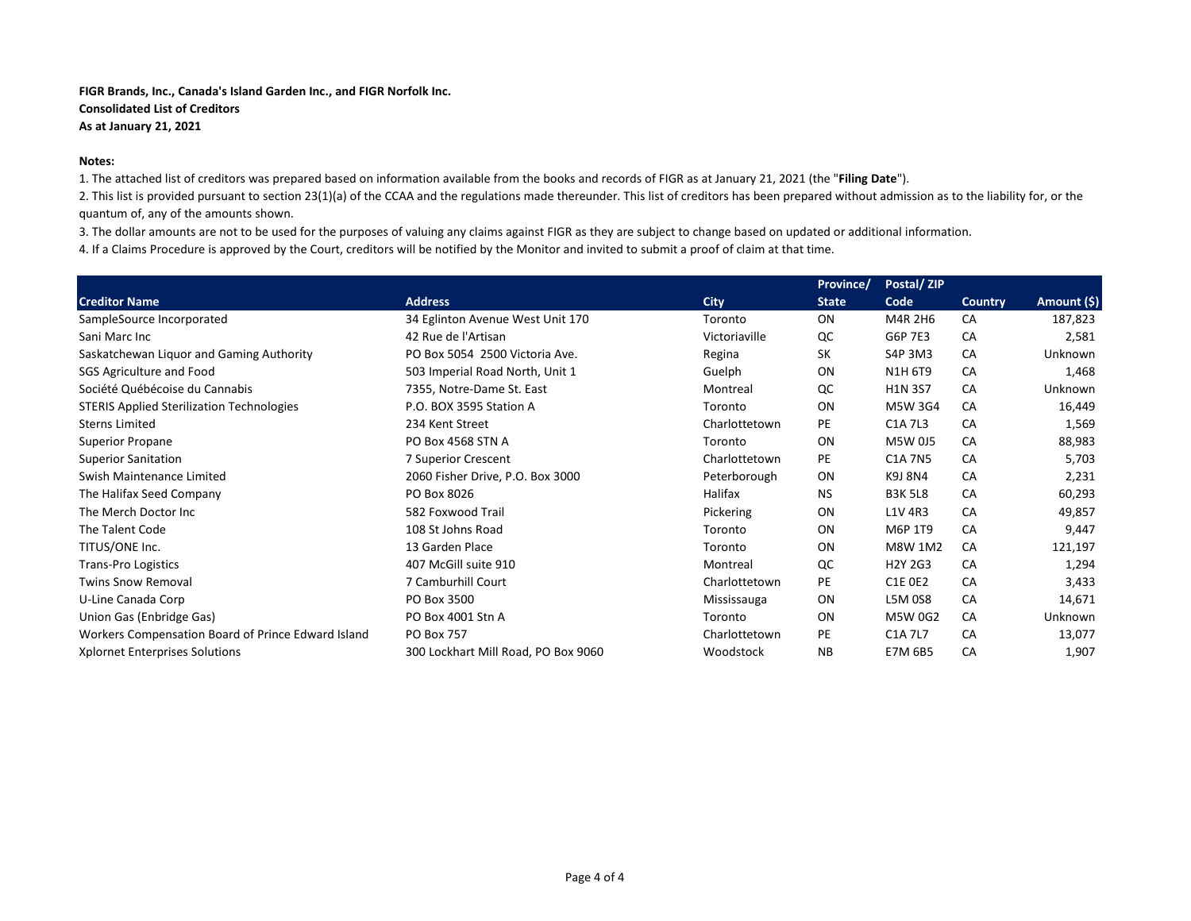**FIGR Brands, Inc., Canada's Island Garden Inc., and FIGR Norfolk Inc.**
**Consolidated List of Creditors**
**As at January 21, 2021**

**Notes:**

1. The attached list of creditors was prepared based on information available from the books and records of FIGR as at January 21, 2021 (the "**Filing Date**").
2. This list is provided pursuant to section 23(1)(a) of the CCAA and the regulations made thereunder. This list of creditors has been prepared without admission as to the liability for, or the quantum of, any of the amounts shown.
3. The dollar amounts are not to be used for the purposes of valuing any claims against FIGR as they are subject to change based on updated or additional information.
4. If a Claims Procedure is approved by the Court, creditors will be notified by the Monitor and invited to submit a proof of claim at that time.

| Creditor Name | Address | City | Province/ State | Postal/ ZIP Code | Country | Amount ($) |
|---|---|---|---|---|---|---|
| SampleSource Incorporated | 34 Eglinton Avenue West Unit 170 | Toronto | ON | M4R 2H6 | CA | 187,823 |
| Sani Marc Inc | 42 Rue de l'Artisan | Victoriaville | QC | G6P 7E3 | CA | 2,581 |
| Saskatchewan Liquor and Gaming Authority | PO Box 5054 2500 Victoria Ave. | Regina | SK | S4P 3M3 | CA | Unknown |
| SGS Agriculture and Food | 503 Imperial Road North, Unit 1 | Guelph | ON | N1H 6T9 | CA | 1,468 |
| Société Québécoise du Cannabis | 7355, Notre-Dame St. East | Montreal | QC | H1N 3S7 | CA | Unknown |
| STERIS Applied Sterilization Technologies | P.O. BOX 3595 Station A | Toronto | ON | M5W 3G4 | CA | 16,449 |
| Sterns Limited | 234 Kent Street | Charlottetown | PE | C1A 7L3 | CA | 1,569 |
| Superior Propane | PO Box 4568 STN A | Toronto | ON | M5W 0J5 | CA | 88,983 |
| Superior Sanitation | 7 Superior Crescent | Charlottetown | PE | C1A 7N5 | CA | 5,703 |
| Swish Maintenance Limited | 2060 Fisher Drive, P.O. Box 3000 | Peterborough | ON | K9J 8N4 | CA | 2,231 |
| The Halifax Seed Company | PO Box 8026 | Halifax | NS | B3K 5L8 | CA | 60,293 |
| The Merch Doctor Inc | 582 Foxwood Trail | Pickering | ON | L1V 4R3 | CA | 49,857 |
| The Talent Code | 108 St Johns Road | Toronto | ON | M6P 1T9 | CA | 9,447 |
| TITUS/ONE Inc. | 13 Garden Place | Toronto | ON | M8W 1M2 | CA | 121,197 |
| Trans-Pro Logistics | 407 McGill suite 910 | Montreal | QC | H2Y 2G3 | CA | 1,294 |
| Twins Snow Removal | 7 Camburhill Court | Charlottetown | PE | C1E 0E2 | CA | 3,433 |
| U-Line Canada Corp | PO Box 3500 | Mississauga | ON | L5M 0S8 | CA | 14,671 |
| Union Gas (Enbridge Gas) | PO Box 4001 Stn A | Toronto | ON | M5W 0G2 | CA | Unknown |
| Workers Compensation Board of Prince Edward Island | PO Box 757 | Charlottetown | PE | C1A 7L7 | CA | 13,077 |
| Xplornet Enterprises Solutions | 300 Lockhart Mill Road, PO Box 9060 | Woodstock | NB | E7M 6B5 | CA | 1,907 |